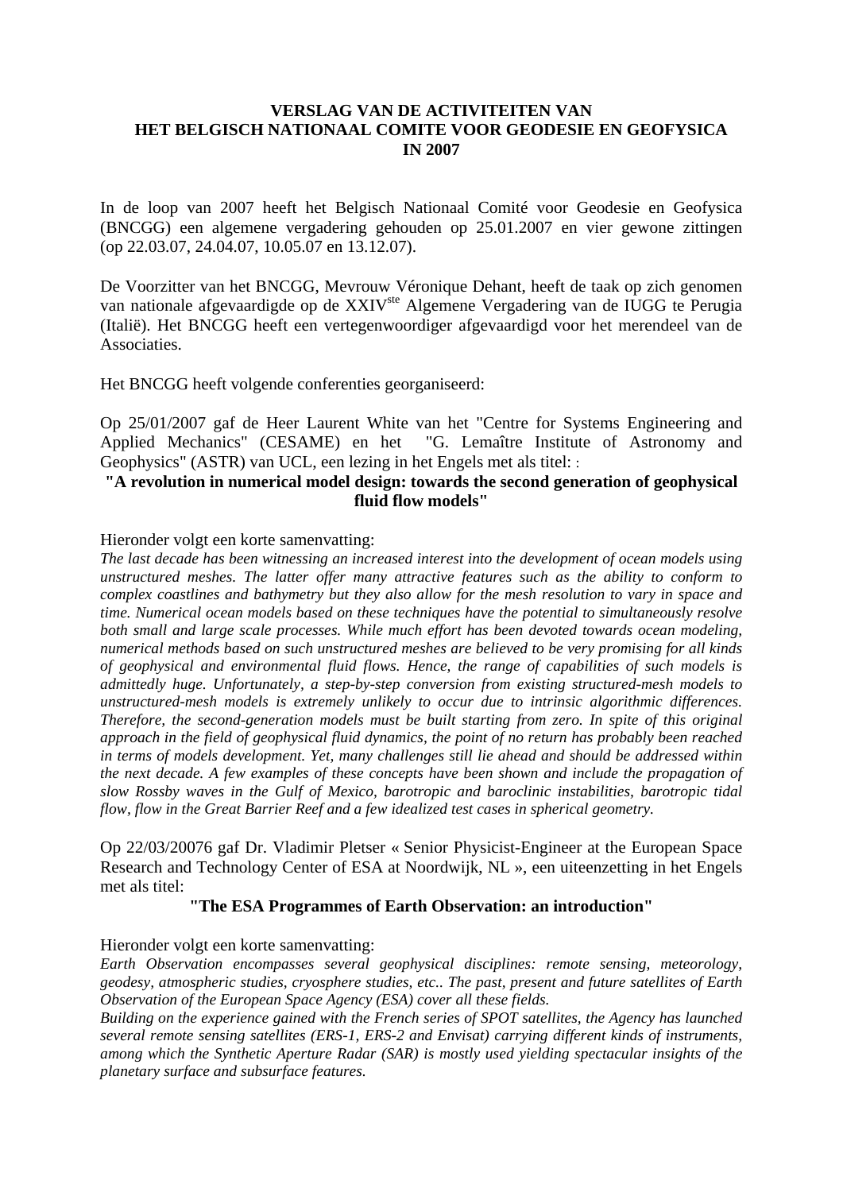**VERSLAG VAN DE ACTIVITEITEN VAN HET BELGISCH NATIONAAL COMITE VOOR GEODESIE EN GEOFYSICA IN 2007**

In de loop van 2007 heeft het Belgisch Nationaal Comité voor Geodesie en Geofysica (BNCGG) een algemene vergadering gehouden op 25.01.2007 en vier gewone zittingen (op 22.03.07, 24.04.07, 10.05.07 en 13.12.07).

De Voorzitter van het BNCGG, Mevrouw Véronique Dehant, heeft de taak op zich genomen van nationale afgevaardigde op de XXIV$^{ste}$ Algemene Vergadering van de IUGG te Perugia (Italië). Het BNCGG heeft een vertegenwoordiger afgevaardigd voor het merendeel van de Associaties.

Het BNCGG heeft volgende conferenties georganiseerd:

Op 25/01/2007 gaf de Heer Laurent White van het "Centre for Systems Engineering and Applied Mechanics" (CESAME) en het "G. Lemaître Institute of Astronomy and Geophysics" (ASTR) van UCL, een lezing in het Engels met als titel: :

**"A revolution in numerical model design: towards the second generation of geophysical fluid flow models"**

Hieronder volgt een korte samenvatting:

*The last decade has been witnessing an increased interest into the development of ocean models using unstructured meshes. The latter offer many attractive features such as the ability to conform to complex coastlines and bathymetry but they also allow for the mesh resolution to vary in space and time. Numerical ocean models based on these techniques have the potential to simultaneously resolve both small and large scale processes. While much effort has been devoted towards ocean modeling, numerical methods based on such unstructured meshes are believed to be very promising for all kinds of geophysical and environmental fluid flows. Hence, the range of capabilities of such models is admittedly huge. Unfortunately, a step-by-step conversion from existing structured-mesh models to unstructured-mesh models is extremely unlikely to occur due to intrinsic algorithmic differences. Therefore, the second-generation models must be built starting from zero. In spite of this original approach in the field of geophysical fluid dynamics, the point of no return has probably been reached in terms of models development. Yet, many challenges still lie ahead and should be addressed within the next decade. A few examples of these concepts have been shown and include the propagation of slow Rossby waves in the Gulf of Mexico, barotropic and baroclinic instabilities, barotropic tidal flow, flow in the Great Barrier Reef and a few idealized test cases in spherical geometry.*

Op 22/03/20076 gaf Dr. Vladimir Pletser « Senior Physicist-Engineer at the European Space Research and Technology Center of ESA at Noordwijk, NL », een uiteenzetting in het Engels met als titel:

**"The ESA Programmes of Earth Observation: an introduction"**

Hieronder volgt een korte samenvatting:

*Earth Observation encompasses several geophysical disciplines: remote sensing, meteorology, geodesy, atmospheric studies, cryosphere studies, etc.. The past, present and future satellites of Earth Observation of the European Space Agency (ESA) cover all these fields.*

*Building on the experience gained with the French series of SPOT satellites, the Agency has launched several remote sensing satellites (ERS-1, ERS-2 and Envisat) carrying different kinds of instruments, among which the Synthetic Aperture Radar (SAR) is mostly used yielding spectacular insights of the planetary surface and subsurface features.*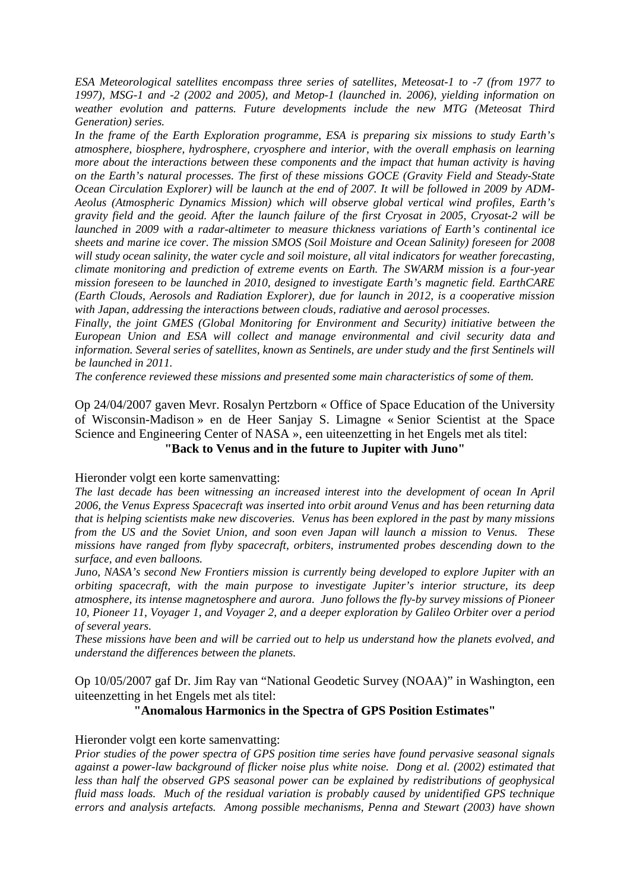*ESA Meteorological satellites encompass three series of satellites, Meteosat-1 to -7 (from 1977 to 1997), MSG-1 and -2 (2002 and 2005), and Metop-1 (launched in. 2006), yielding information on weather evolution and patterns. Future developments include the new MTG (Meteosat Third Generation) series.*

*In the frame of the Earth Exploration programme, ESA is preparing six missions to study Earth's atmosphere, biosphere, hydrosphere, cryosphere and interior, with the overall emphasis on learning more about the interactions between these components and the impact that human activity is having on the Earth's natural processes. The first of these missions GOCE (Gravity Field and Steady-State Ocean Circulation Explorer) will be launch at the end of 2007. It will be followed in 2009 by ADM-Aeolus (Atmospheric Dynamics Mission) which will observe global vertical wind profiles, Earth's gravity field and the geoid. After the launch failure of the first Cryosat in 2005, Cryosat-2 will be launched in 2009 with a radar-altimeter to measure thickness variations of Earth's continental ice sheets and marine ice cover. The mission SMOS (Soil Moisture and Ocean Salinity) foreseen for 2008 will study ocean salinity, the water cycle and soil moisture, all vital indicators for weather forecasting, climate monitoring and prediction of extreme events on Earth. The SWARM mission is a four-year mission foreseen to be launched in 2010, designed to investigate Earth's magnetic field. EarthCARE (Earth Clouds, Aerosols and Radiation Explorer), due for launch in 2012, is a cooperative mission with Japan, addressing the interactions between clouds, radiative and aerosol processes.*

*Finally, the joint GMES (Global Monitoring for Environment and Security) initiative between the European Union and ESA will collect and manage environmental and civil security data and information. Several series of satellites, known as Sentinels, are under study and the first Sentinels will be launched in 2011.*

*The conference reviewed these missions and presented some main characteristics of some of them.*

Op 24/04/2007 gaven Mevr. Rosalyn Pertzborn « Office of Space Education of the University of Wisconsin-Madison » en de Heer Sanjay S. Limagne « Senior Scientist at the Space Science and Engineering Center of NASA », een uiteenzetting in het Engels met als titel:

**"Back to Venus and in the future to Jupiter with Juno"**

Hieronder volgt een korte samenvatting:

*The last decade has been witnessing an increased interest into the development of ocean In April 2006, the Venus Express Spacecraft was inserted into orbit around Venus and has been returning data that is helping scientists make new discoveries. Venus has been explored in the past by many missions from the US and the Soviet Union, and soon even Japan will launch a mission to Venus. These missions have ranged from flyby spacecraft, orbiters, instrumented probes descending down to the surface, and even balloons.*

*Juno, NASA's second New Frontiers mission is currently being developed to explore Jupiter with an orbiting spacecraft, with the main purpose to investigate Jupiter's interior structure, its deep atmosphere, its intense magnetosphere and aurora. Juno follows the fly-by survey missions of Pioneer 10, Pioneer 11, Voyager 1, and Voyager 2, and a deeper exploration by Galileo Orbiter over a period of several years.*

*These missions have been and will be carried out to help us understand how the planets evolved, and understand the differences between the planets.*

Op 10/05/2007 gaf Dr. Jim Ray van "National Geodetic Survey (NOAA)" in Washington, een uiteenzetting in het Engels met als titel:

**"Anomalous Harmonics in the Spectra of GPS Position Estimates"**

Hieronder volgt een korte samenvatting:

*Prior studies of the power spectra of GPS position time series have found pervasive seasonal signals against a power-law background of flicker noise plus white noise. Dong et al. (2002) estimated that less than half the observed GPS seasonal power can be explained by redistributions of geophysical fluid mass loads. Much of the residual variation is probably caused by unidentified GPS technique errors and analysis artefacts. Among possible mechanisms, Penna and Stewart (2003) have shown*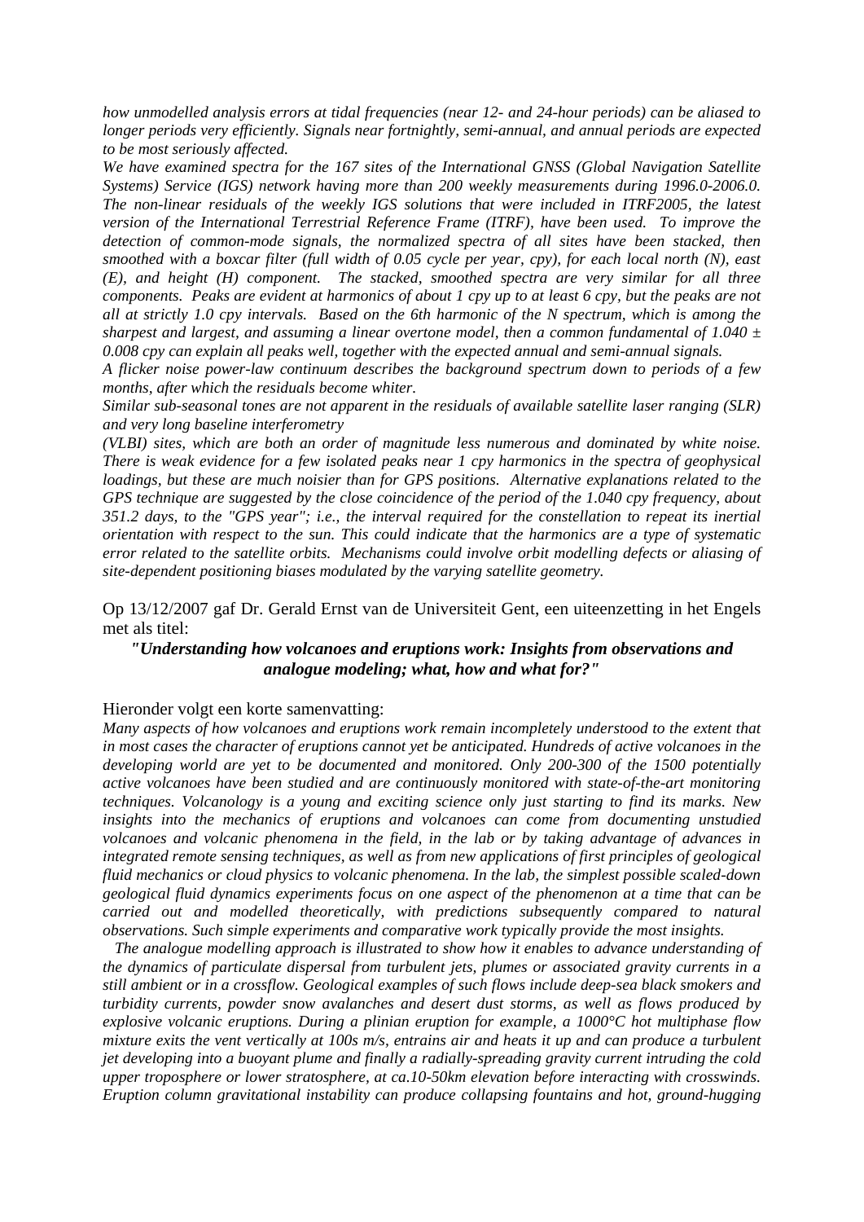*how unmodelled analysis errors at tidal frequencies (near 12- and 24-hour periods) can be aliased to longer periods very efficiently. Signals near fortnightly, semi-annual, and annual periods are expected to be most seriously affected.*

*We have examined spectra for the 167 sites of the International GNSS (Global Navigation Satellite Systems) Service (IGS) network having more than 200 weekly measurements during 1996.0-2006.0. The non-linear residuals of the weekly IGS solutions that were included in ITRF2005, the latest version of the International Terrestrial Reference Frame (ITRF), have been used. To improve the detection of common-mode signals, the normalized spectra of all sites have been stacked, then smoothed with a boxcar filter (full width of 0.05 cycle per year, cpy), for each local north (N), east (E), and height (H) component. The stacked, smoothed spectra are very similar for all three components. Peaks are evident at harmonics of about 1 cpy up to at least 6 cpy, but the peaks are not all at strictly 1.0 cpy intervals. Based on the 6th harmonic of the N spectrum, which is among the sharpest and largest, and assuming a linear overtone model, then a common fundamental of 1.040 ± 0.008 cpy can explain all peaks well, together with the expected annual and semi-annual signals.*

*A flicker noise power-law continuum describes the background spectrum down to periods of a few months, after which the residuals become whiter.*

*Similar sub-seasonal tones are not apparent in the residuals of available satellite laser ranging (SLR) and very long baseline interferometry (VLBI) sites, which are both an order of magnitude less numerous and dominated by white noise. There is weak evidence for a few isolated peaks near 1 cpy harmonics in the spectra of geophysical loadings, but these are much noisier than for GPS positions. Alternative explanations related to the GPS technique are suggested by the close coincidence of the period of the 1.040 cpy frequency, about 351.2 days, to the "GPS year"; i.e., the interval required for the constellation to repeat its inertial orientation with respect to the sun. This could indicate that the harmonics are a type of systematic error related to the satellite orbits. Mechanisms could involve orbit modelling defects or aliasing of site-dependent positioning biases modulated by the varying satellite geometry.*

Op 13/12/2007 gaf Dr. Gerald Ernst van de Universiteit Gent, een uiteenzetting in het Engels met als titel:

***"Understanding how volcanoes and eruptions work: Insights from observations and analogue modeling; what, how and what for?"***

Hieronder volgt een korte samenvatting:

*Many aspects of how volcanoes and eruptions work remain incompletely understood to the extent that in most cases the character of eruptions cannot yet be anticipated. Hundreds of active volcanoes in the developing world are yet to be documented and monitored. Only 200-300 of the 1500 potentially active volcanoes have been studied and are continuously monitored with state-of-the-art monitoring techniques. Volcanology is a young and exciting science only just starting to find its marks. New insights into the mechanics of eruptions and volcanoes can come from documenting unstudied volcanoes and volcanic phenomena in the field, in the lab or by taking advantage of advances in integrated remote sensing techniques, as well as from new applications of first principles of geological fluid mechanics or cloud physics to volcanic phenomena. In the lab, the simplest possible scaled-down geological fluid dynamics experiments focus on one aspect of the phenomenon at a time that can be carried out and modelled theoretically, with predictions subsequently compared to natural observations. Such simple experiments and comparative work typically provide the most insights.*

*The analogue modelling approach is illustrated to show how it enables to advance understanding of the dynamics of particulate dispersal from turbulent jets, plumes or associated gravity currents in a still ambient or in a crossflow. Geological examples of such flows include deep-sea black smokers and turbidity currents, powder snow avalanches and desert dust storms, as well as flows produced by explosive volcanic eruptions. During a plinian eruption for example, a 1000°C hot multiphase flow mixture exits the vent vertically at 100s m/s, entrains air and heats it up and can produce a turbulent jet developing into a buoyant plume and finally a radially-spreading gravity current intruding the cold upper troposphere or lower stratosphere, at ca.10-50km elevation before interacting with crosswinds. Eruption column gravitational instability can produce collapsing fountains and hot, ground-hugging*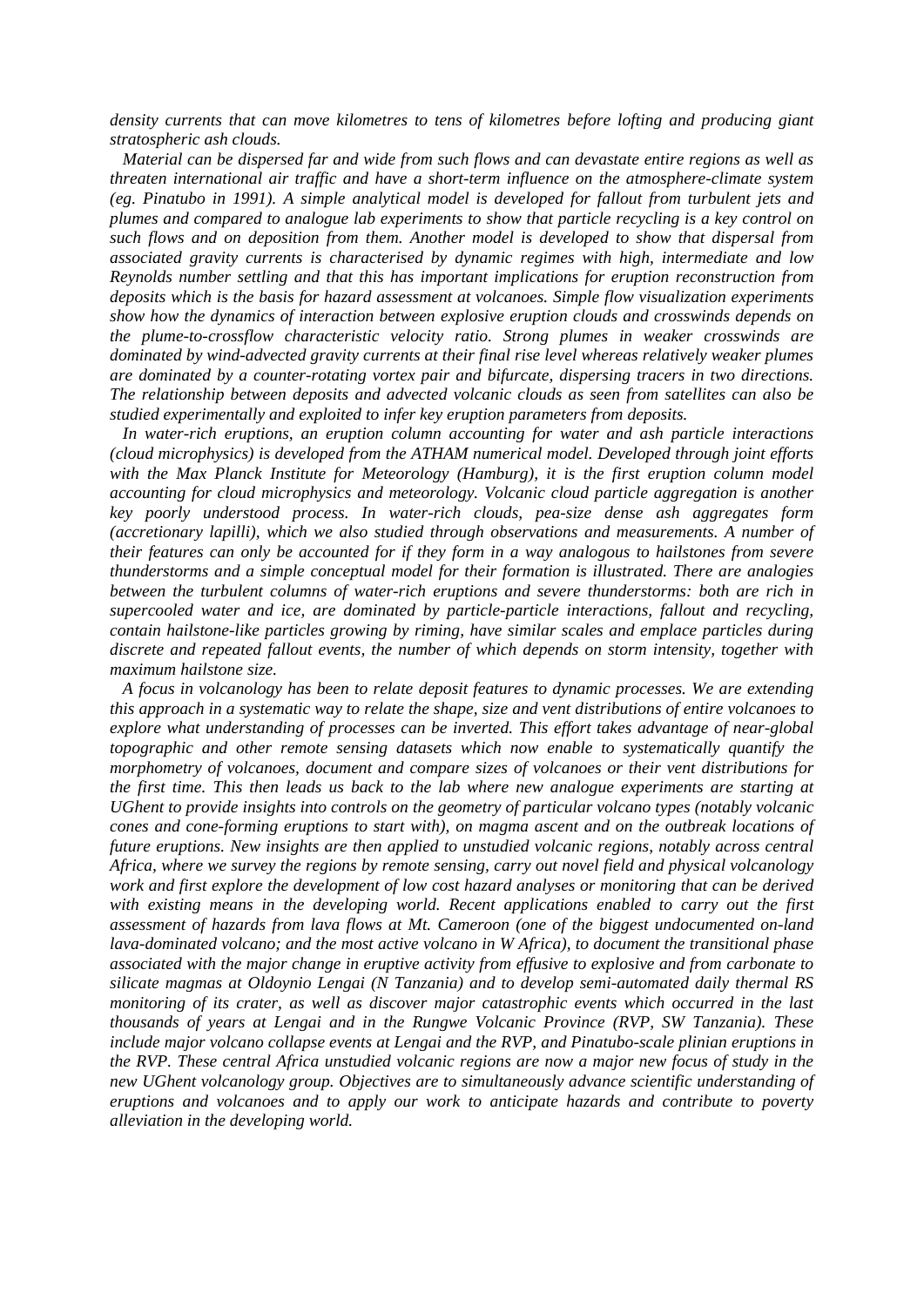*density currents that can move kilometres to tens of kilometres before lofting and producing giant stratospheric ash clouds.*

*Material can be dispersed far and wide from such flows and can devastate entire regions as well as threaten international air traffic and have a short-term influence on the atmosphere-climate system (eg. Pinatubo in 1991). A simple analytical model is developed for fallout from turbulent jets and plumes and compared to analogue lab experiments to show that particle recycling is a key control on such flows and on deposition from them. Another model is developed to show that dispersal from associated gravity currents is characterised by dynamic regimes with high, intermediate and low Reynolds number settling and that this has important implications for eruption reconstruction from deposits which is the basis for hazard assessment at volcanoes. Simple flow visualization experiments show how the dynamics of interaction between explosive eruption clouds and crosswinds depends on the plume-to-crossflow characteristic velocity ratio. Strong plumes in weaker crosswinds are dominated by wind-advected gravity currents at their final rise level whereas relatively weaker plumes are dominated by a counter-rotating vortex pair and bifurcate, dispersing tracers in two directions. The relationship between deposits and advected volcanic clouds as seen from satellites can also be studied experimentally and exploited to infer key eruption parameters from deposits.*

*In water-rich eruptions, an eruption column accounting for water and ash particle interactions (cloud microphysics) is developed from the ATHAM numerical model. Developed through joint efforts with the Max Planck Institute for Meteorology (Hamburg), it is the first eruption column model accounting for cloud microphysics and meteorology. Volcanic cloud particle aggregation is another key poorly understood process. In water-rich clouds, pea-size dense ash aggregates form (accretionary lapilli), which we also studied through observations and measurements. A number of their features can only be accounted for if they form in a way analogous to hailstones from severe thunderstorms and a simple conceptual model for their formation is illustrated. There are analogies between the turbulent columns of water-rich eruptions and severe thunderstorms: both are rich in supercooled water and ice, are dominated by particle-particle interactions, fallout and recycling, contain hailstone-like particles growing by riming, have similar scales and emplace particles during discrete and repeated fallout events, the number of which depends on storm intensity, together with maximum hailstone size.*

*A focus in volcanology has been to relate deposit features to dynamic processes. We are extending this approach in a systematic way to relate the shape, size and vent distributions of entire volcanoes to explore what understanding of processes can be inverted. This effort takes advantage of near-global topographic and other remote sensing datasets which now enable to systematically quantify the morphometry of volcanoes, document and compare sizes of volcanoes or their vent distributions for the first time. This then leads us back to the lab where new analogue experiments are starting at UGhent to provide insights into controls on the geometry of particular volcano types (notably volcanic cones and cone-forming eruptions to start with), on magma ascent and on the outbreak locations of future eruptions. New insights are then applied to unstudied volcanic regions, notably across central Africa, where we survey the regions by remote sensing, carry out novel field and physical volcanology work and first explore the development of low cost hazard analyses or monitoring that can be derived with existing means in the developing world. Recent applications enabled to carry out the first assessment of hazards from lava flows at Mt. Cameroon (one of the biggest undocumented on-land lava-dominated volcano; and the most active volcano in W Africa), to document the transitional phase associated with the major change in eruptive activity from effusive to explosive and from carbonate to silicate magmas at Oldoynio Lengai (N Tanzania) and to develop semi-automated daily thermal RS monitoring of its crater, as well as discover major catastrophic events which occurred in the last thousands of years at Lengai and in the Rungwe Volcanic Province (RVP, SW Tanzania). These include major volcano collapse events at Lengai and the RVP, and Pinatubo-scale plinian eruptions in the RVP. These central Africa unstudied volcanic regions are now a major new focus of study in the new UGhent volcanology group. Objectives are to simultaneously advance scientific understanding of eruptions and volcanoes and to apply our work to anticipate hazards and contribute to poverty alleviation in the developing world.*